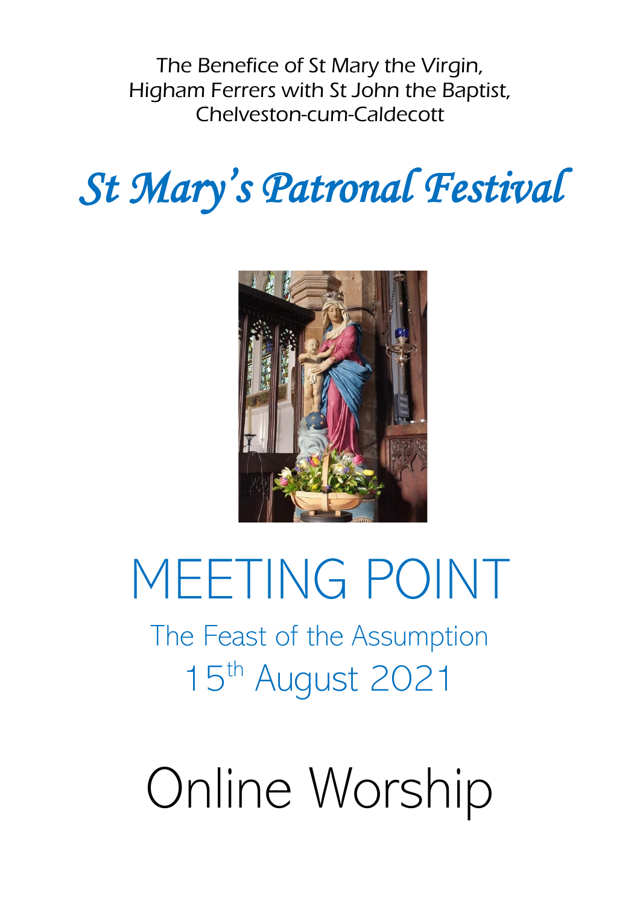The Benefice of St Mary the Virgin, Higham Ferrers with St John the Baptist, Chelveston-cum-Caldecott

# *St Mary's Patronal Festival*

# MEETING POINT

## The Feast of the Assumption

## 15th August 2021

# Online Worship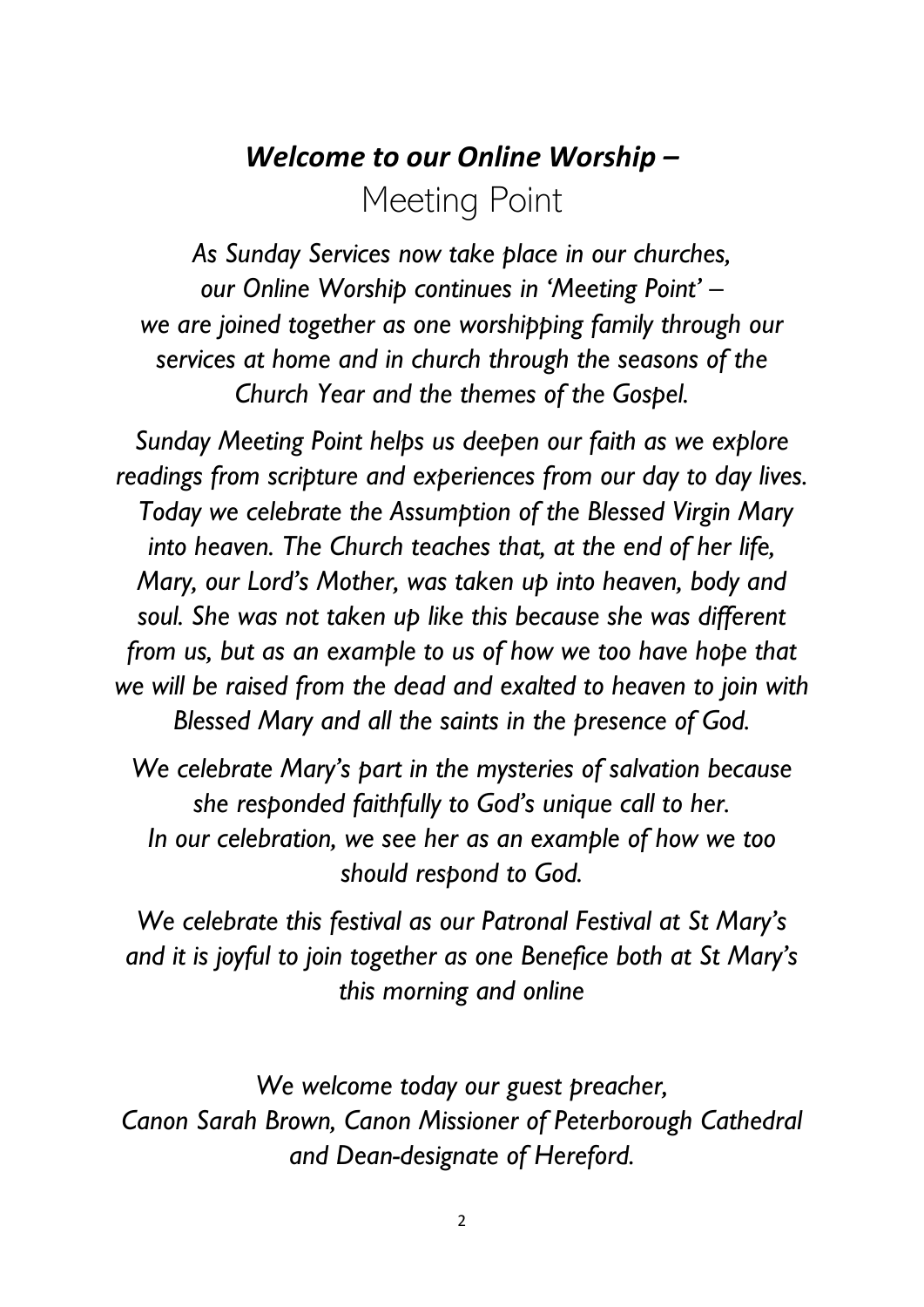# *Welcome to our Online Worship –*

## Meeting Point

*As Sunday Services now take place in our churches, our Online Worship continues in 'Meeting Point' – we are joined together as one worshipping family through our services at home and in church through the seasons of the Church Year and the themes of the Gospel.*

*Sunday Meeting Point helps us deepen our faith as we explore readings from scripture and experiences from our day to day lives. Today we celebrate the Assumption of the Blessed Virgin Mary into heaven. The Church teaches that, at the end of her life, Mary, our Lord's Mother, was taken up into heaven, body and soul. She was not taken up like this because she was different from us, but as an example to us of how we too have hope that we will be raised from the dead and exalted to heaven to join with Blessed Mary and all the saints in the presence of God.*

*We celebrate Mary's part in the mysteries of salvation because she responded faithfully to God's unique call to her. In our celebration, we see her as an example of how we too should respond to God.*

*We celebrate this festival as our Patronal Festival at St Mary's and it is joyful to join together as one Benefice both at St Mary's this morning and online*

*We welcome today our guest preacher, Canon Sarah Brown, Canon Missioner of Peterborough Cathedral and Dean-designate of Hereford.*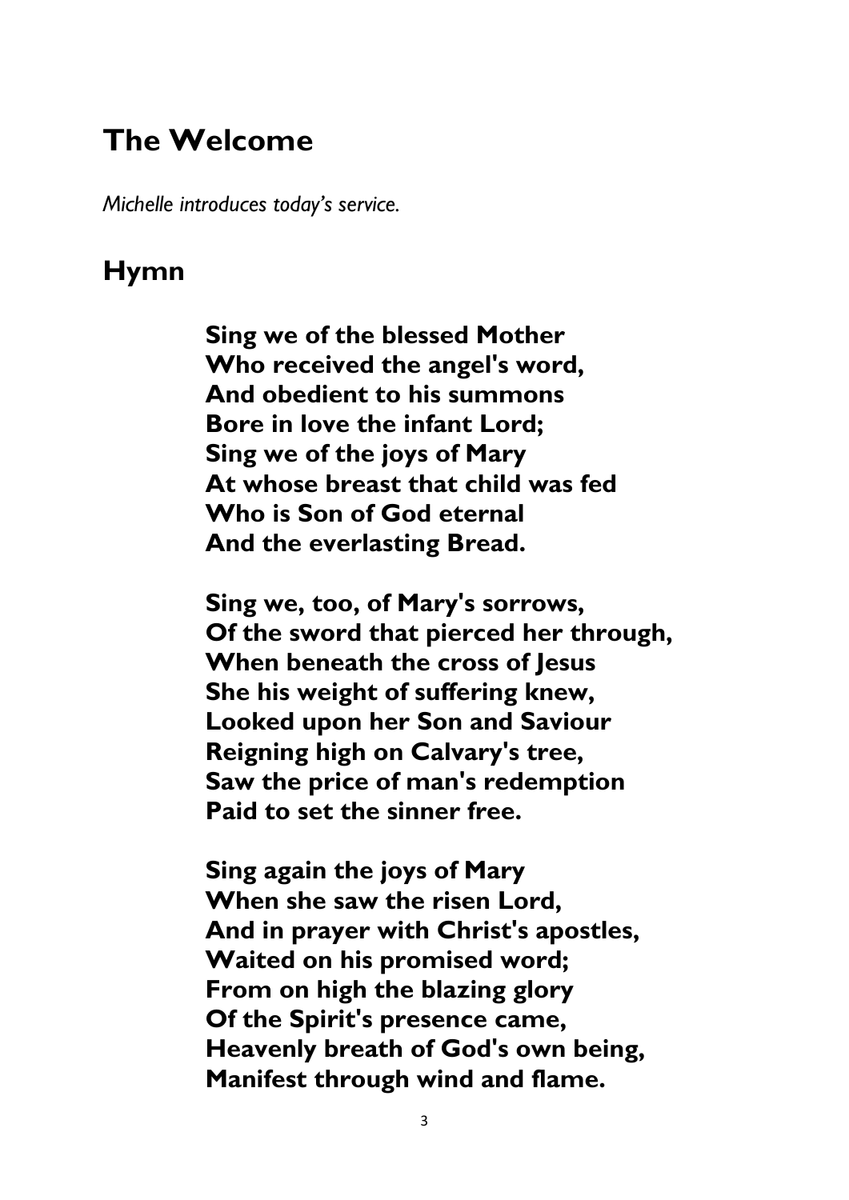## The Welcome

*Michelle introduces today's service.*

## Hymn

**Sing we of the blessed Mother**
**Who received the angel's word,**
**And obedient to his summons**
**Bore in love the infant Lord;**
**Sing we of the joys of Mary**
**At whose breast that child was fed**
**Who is Son of God eternal**
**And the everlasting Bread.**

**Sing we, too, of Mary's sorrows,**
**Of the sword that pierced her through,**
**When beneath the cross of Jesus**
**She his weight of suffering knew,**
**Looked upon her Son and Saviour**
**Reigning high on Calvary's tree,**
**Saw the price of man's redemption**
**Paid to set the sinner free.**

**Sing again the joys of Mary**
**When she saw the risen Lord,**
**And in prayer with Christ's apostles,**
**Waited on his promised word;**
**From on high the blazing glory**
**Of the Spirit's presence came,**
**Heavenly breath of God's own being,**
**Manifest through wind and flame.**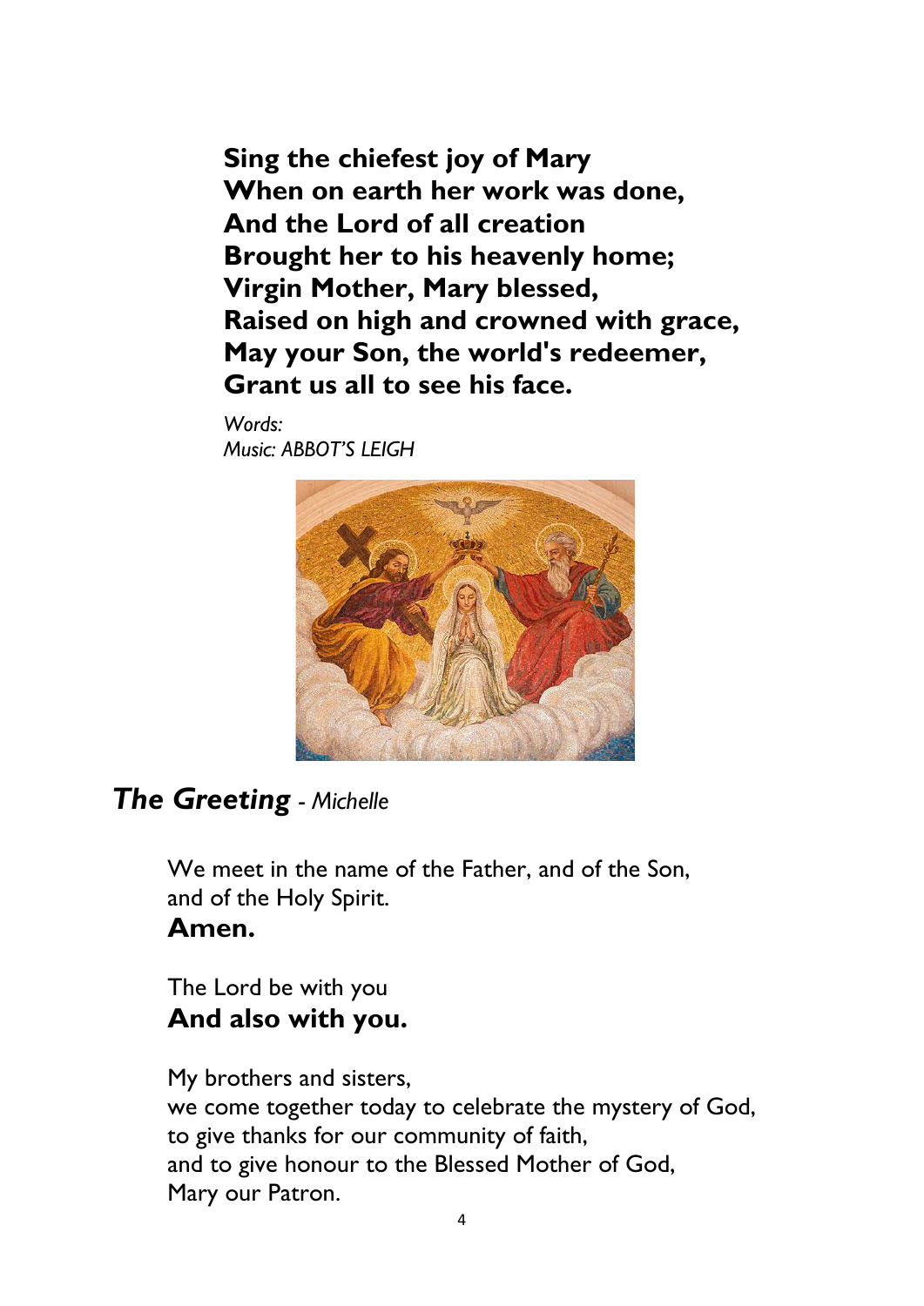**Sing the chiefest joy of Mary**
**When on earth her work was done,**
**And the Lord of all creation**
**Brought her to his heavenly home;**
**Virgin Mother, Mary blessed,**
**Raised on high and crowned with grace,**
**May your Son, the world's redeemer,**
**Grant us all to see his face.**

*Words:*
*Music: ABBOT'S LEIGH*

## ***The Greeting*** *- Michelle*

We meet in the name of the Father, and of the Son,
and of the Holy Spirit.
**Amen.**

The Lord be with you
**And also with you.**

My brothers and sisters,
we come together today to celebrate the mystery of God,
to give thanks for our community of faith,
and to give honour to the Blessed Mother of God,
Mary our Patron.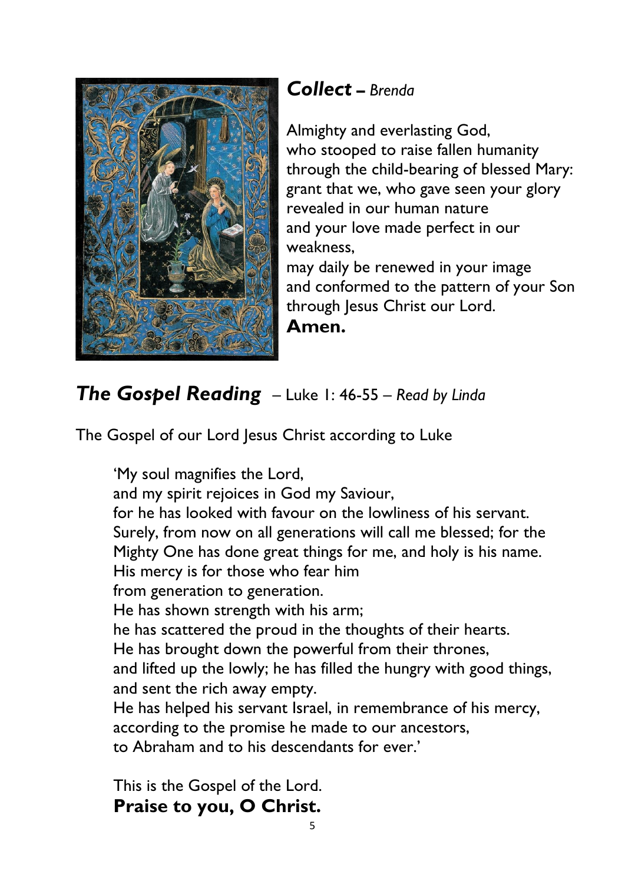## ***Collect** – Brenda*

Almighty and everlasting God,
who stooped to raise fallen humanity
through the child-bearing of blessed Mary:
grant that we, who gave seen your glory
revealed in our human nature
and your love made perfect in our weakness,
may daily be renewed in your image
and conformed to the pattern of your Son
through Jesus Christ our Lord.
**Amen.**

## ***The Gospel Reading*** – Luke 1: 46-55 – *Read by Linda*

The Gospel of our Lord Jesus Christ according to Luke

> 'My soul magnifies the Lord,
> and my spirit rejoices in God my Saviour,
> for he has looked with favour on the lowliness of his servant.
> Surely, from now on all generations will call me blessed; for the Mighty One has done great things for me, and holy is his name.
> His mercy is for those who fear him
> from generation to generation.
> He has shown strength with his arm;
> he has scattered the proud in the thoughts of their hearts.
> He has brought down the powerful from their thrones,
> and lifted up the lowly; he has filled the hungry with good things,
> and sent the rich away empty.
> He has helped his servant Israel, in remembrance of his mercy,
> according to the promise he made to our ancestors,
> to Abraham and to his descendants for ever.'
>
> This is the Gospel of the Lord.
> **Praise to you, O Christ.**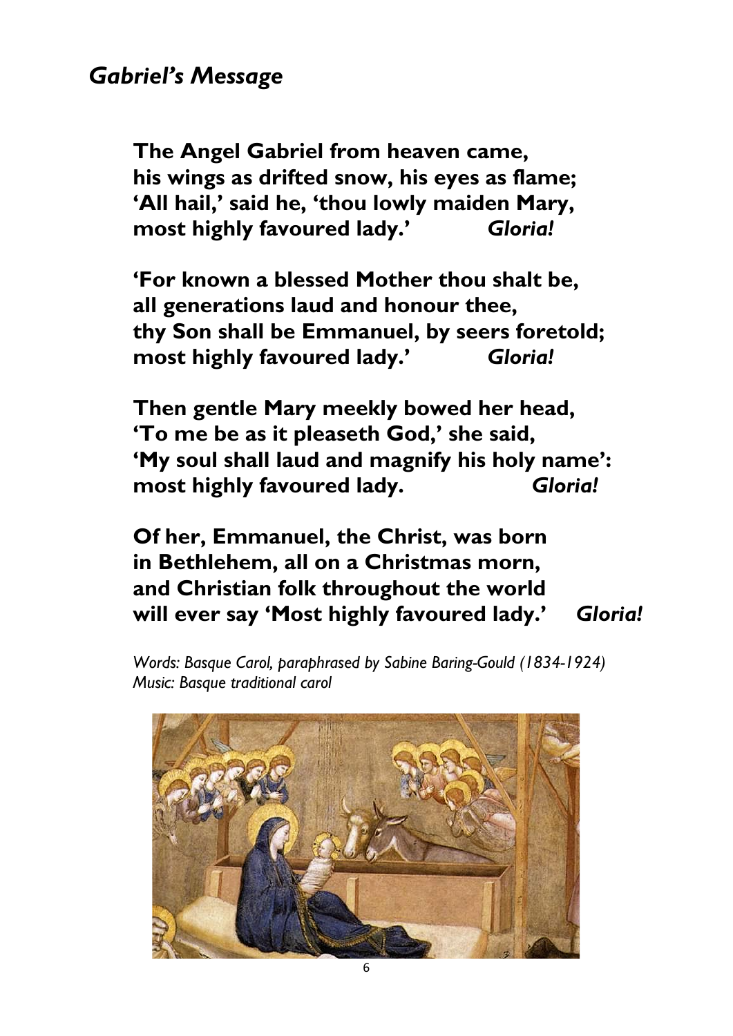## *Gabriel's Message*

**The Angel Gabriel from heaven came,**
**his wings as drifted snow, his eyes as flame;**
**'All hail,' said he, 'thou lowly maiden Mary,**
**most highly favoured lady.'** ***Gloria!***

**'For known a blessed Mother thou shalt be,**
**all generations laud and honour thee,**
**thy Son shall be Emmanuel, by seers foretold;**
**most highly favoured lady.'** ***Gloria!***

**Then gentle Mary meekly bowed her head,**
**'To me be as it pleaseth God,' she said,**
**'My soul shall laud and magnify his holy name':**
**most highly favoured lady.** ***Gloria!***

**Of her, Emmanuel, the Christ, was born**
**in Bethlehem, all on a Christmas morn,**
**and Christian folk throughout the world**
**will ever say 'Most highly favoured lady.'** ***Gloria!***

*Words: Basque Carol, paraphrased by Sabine Baring-Gould (1834-1924)*
*Music: Basque traditional carol*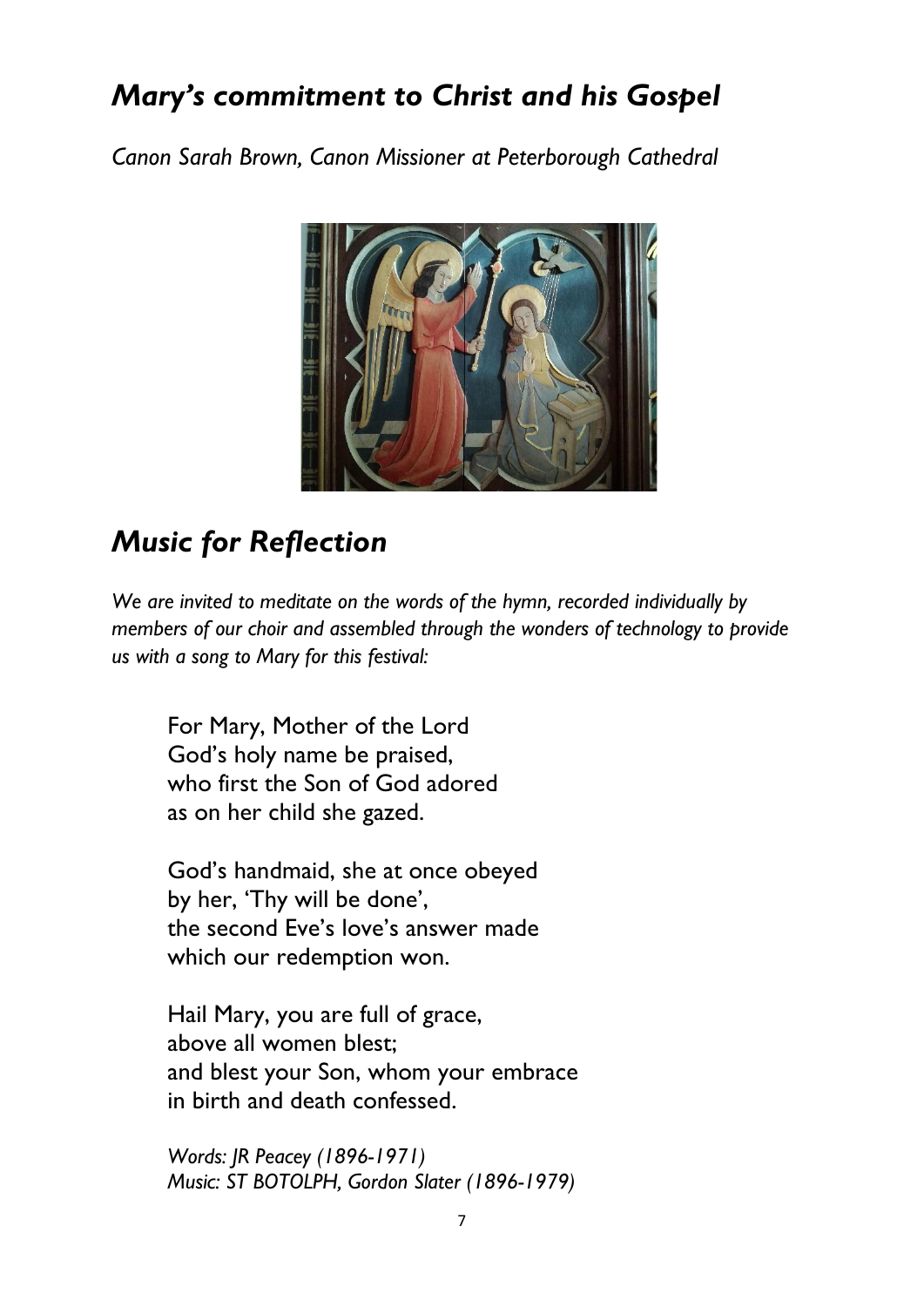## *Mary's commitment to Christ and his Gospel*

*Canon Sarah Brown, Canon Missioner at Peterborough Cathedral*

## *Music for Reflection*

*We are invited to meditate on the words of the hymn, recorded individually by members of our choir and assembled through the wonders of technology to provide us with a song to Mary for this festival:*

For Mary, Mother of the Lord  
God's holy name be praised,  
who first the Son of God adored  
as on her child she gazed.

God's handmaid, she at once obeyed  
by her, 'Thy will be done',  
the second Eve's love's answer made  
which our redemption won.

Hail Mary, you are full of grace,  
above all women blest;  
and blest your Son, whom your embrace  
in birth and death confessed.

*Words: JR Peacey (1896-1971)*  
*Music: ST BOTOLPH, Gordon Slater (1896-1979)*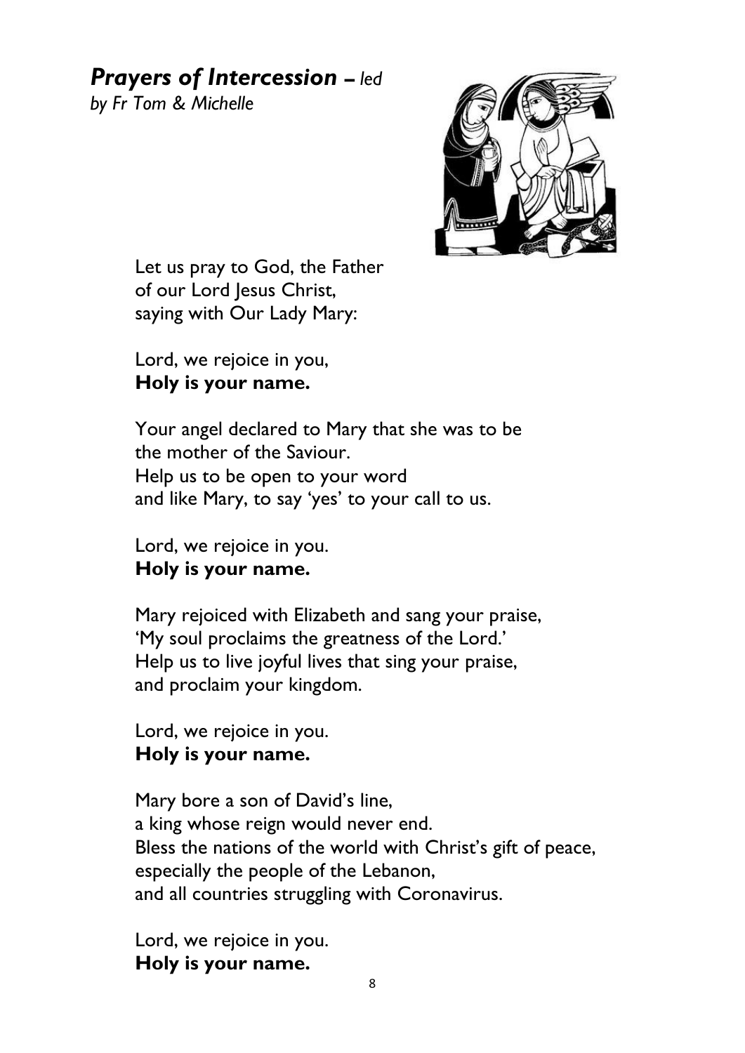## *Prayers of Intercession – led by Fr Tom & Michelle*

Let us pray to God, the Father
of our Lord Jesus Christ,
saying with Our Lady Mary:

Lord, we rejoice in you,
**Holy is your name.**

Your angel declared to Mary that she was to be
the mother of the Saviour.
Help us to be open to your word
and like Mary, to say 'yes' to your call to us.

Lord, we rejoice in you.
**Holy is your name.**

Mary rejoiced with Elizabeth and sang your praise,
'My soul proclaims the greatness of the Lord.'
Help us to live joyful lives that sing your praise,
and proclaim your kingdom.

Lord, we rejoice in you.
**Holy is your name.**

Mary bore a son of David's line,
a king whose reign would never end.
Bless the nations of the world with Christ's gift of peace,
especially the people of the Lebanon,
and all countries struggling with Coronavirus.

Lord, we rejoice in you.
**Holy is your name.**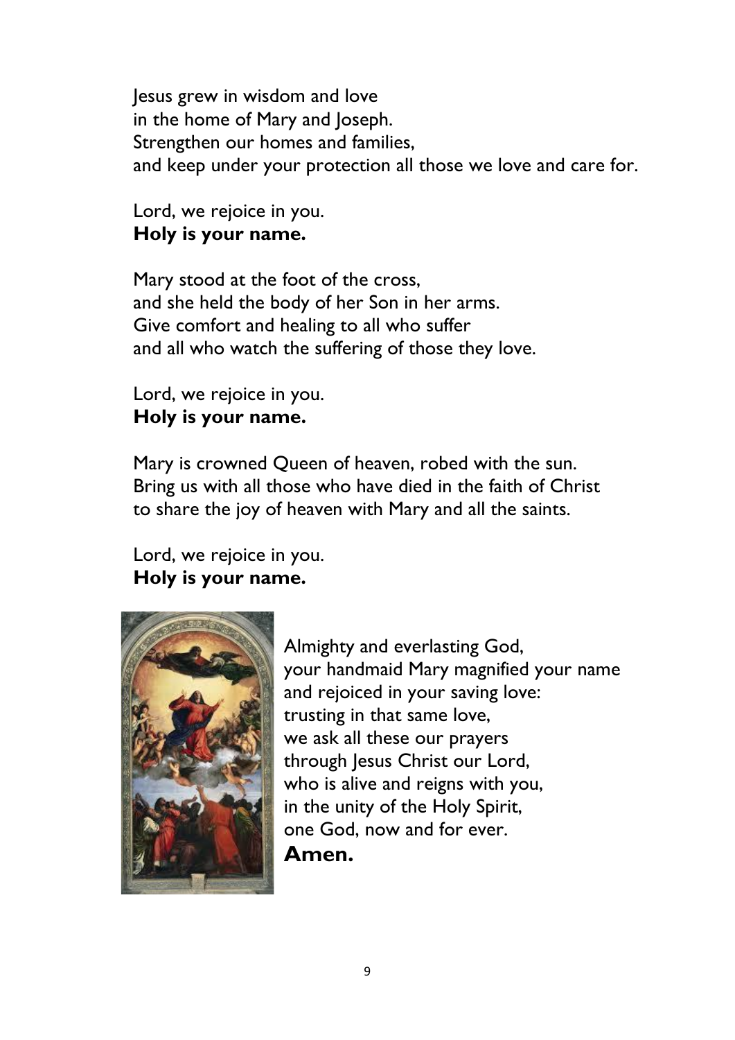Jesus grew in wisdom and love
in the home of Mary and Joseph.
Strengthen our homes and families,
and keep under your protection all those we love and care for.

Lord, we rejoice in you.
**Holy is your name.**

Mary stood at the foot of the cross,
and she held the body of her Son in her arms.
Give comfort and healing to all who suffer
and all who watch the suffering of those they love.

Lord, we rejoice in you.
**Holy is your name.**

Mary is crowned Queen of heaven, robed with the sun.
Bring us with all those who have died in the faith of Christ
to share the joy of heaven with Mary and all the saints.

Lord, we rejoice in you.
**Holy is your name.**

Almighty and everlasting God,
your handmaid Mary magnified your name
and rejoiced in your saving love:
trusting in that same love,
we ask all these our prayers
through Jesus Christ our Lord,
who is alive and reigns with you,
in the unity of the Holy Spirit,
one God, now and for ever.
**Amen.**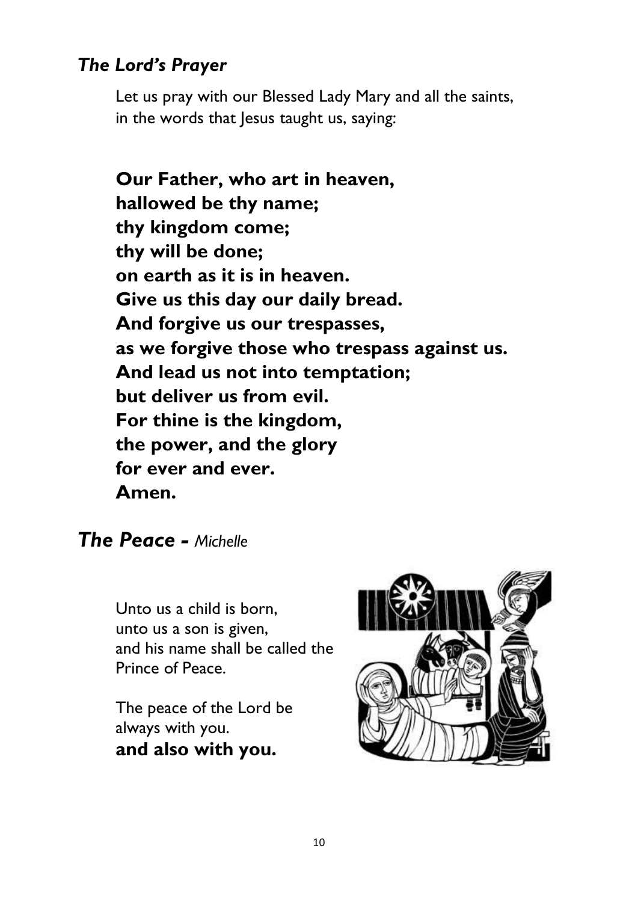### *The Lord's Prayer*

Let us pray with our Blessed Lady Mary and all the saints,
in the words that Jesus taught us, saying:

**Our Father, who art in heaven,**
**hallowed be thy name;**
**thy kingdom come;**
**thy will be done;**
**on earth as it is in heaven.**
**Give us this day our daily bread.**
**And forgive us our trespasses,**
**as we forgive those who trespass against us.**
**And lead us not into temptation;**
**but deliver us from evil.**
**For thine is the kingdom,**
**the power, and the glory**
**for ever and ever.**
**Amen.**

## *The Peace - Michelle*

Unto us a child is born,
unto us a son is given,
and his name shall be called the
Prince of Peace.

The peace of the Lord be
always with you.
**and also with you.**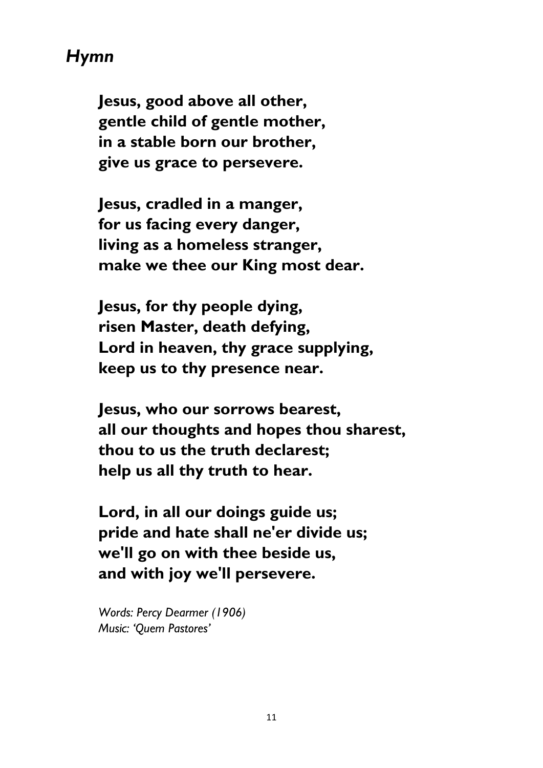## *Hymn*

**Jesus, good above all other,**
**gentle child of gentle mother,**
**in a stable born our brother,**
**give us grace to persevere.**

**Jesus, cradled in a manger,**
**for us facing every danger,**
**living as a homeless stranger,**
**make we thee our King most dear.**

**Jesus, for thy people dying,**
**risen Master, death defying,**
**Lord in heaven, thy grace supplying,**
**keep us to thy presence near.**

**Jesus, who our sorrows bearest,**
**all our thoughts and hopes thou sharest,**
**thou to us the truth declarest;**
**help us all thy truth to hear.**

**Lord, in all our doings guide us;**
**pride and hate shall ne'er divide us;**
**we'll go on with thee beside us,**
**and with joy we'll persevere.**

*Words: Percy Dearmer (1906)*
*Music: 'Quem Pastores'*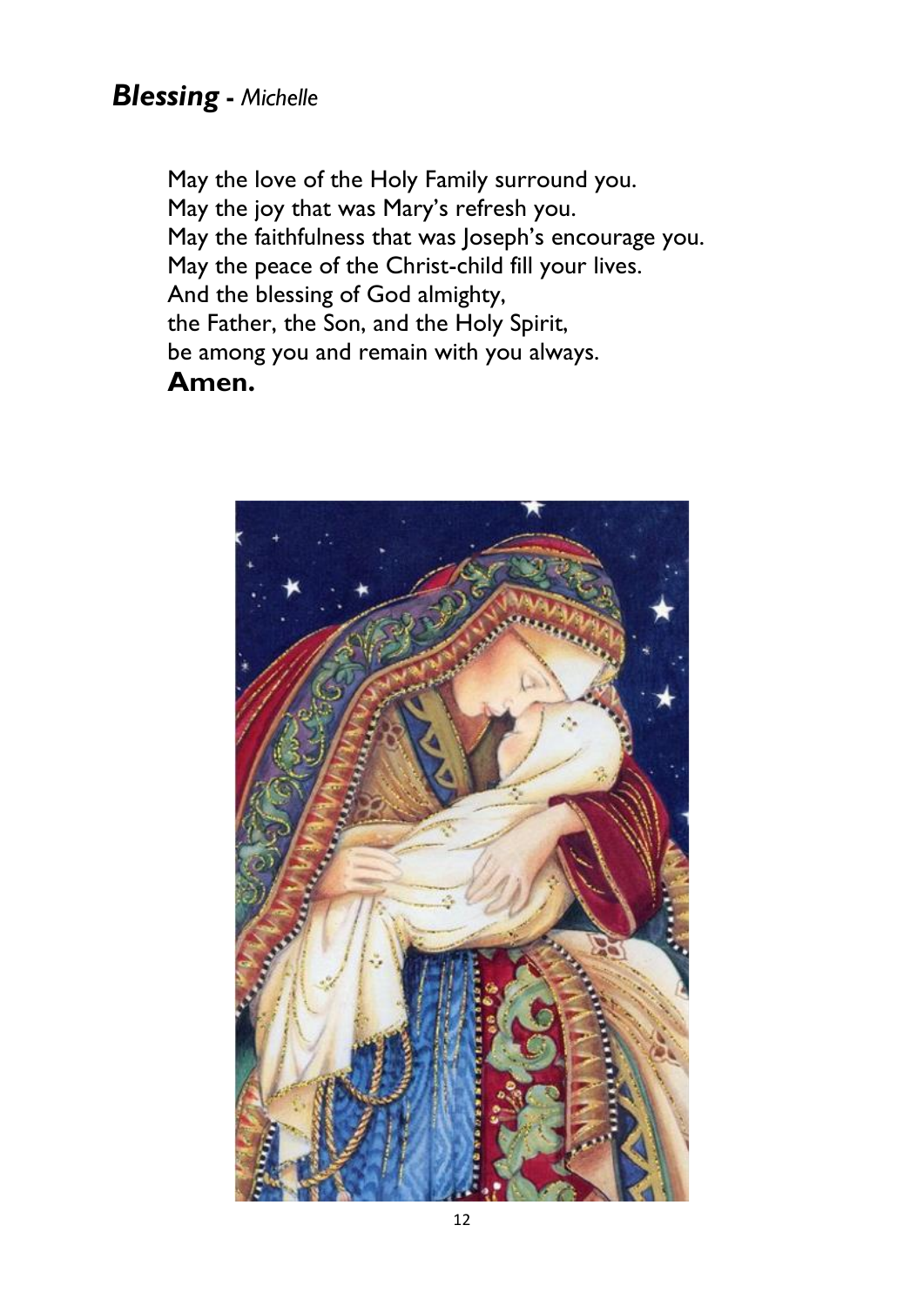## ***Blessing** - Michelle*

May the love of the Holy Family surround you.
May the joy that was Mary's refresh you.
May the faithfulness that was Joseph's encourage you.
May the peace of the Christ-child fill your lives.
And the blessing of God almighty,
the Father, the Son, and the Holy Spirit,
be among you and remain with you always.
**Amen.**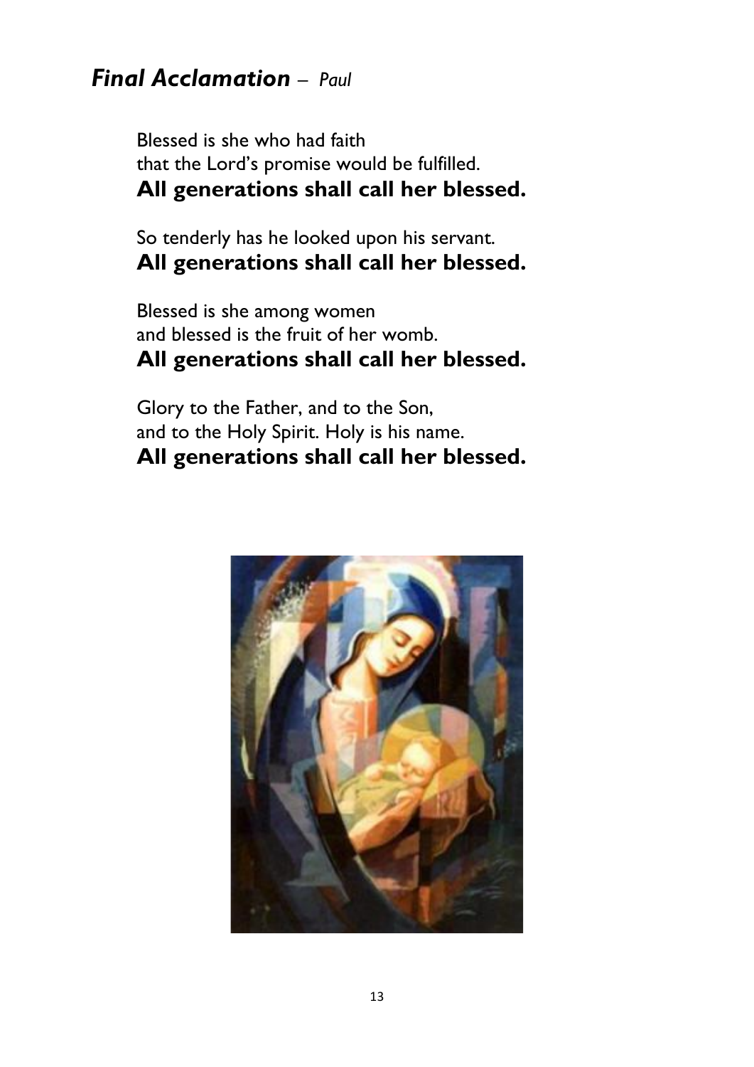## *Final Acclamation* – *Paul*

Blessed is she who had faith
that the Lord's promise would be fulfilled.
**All generations shall call her blessed.**

So tenderly has he looked upon his servant.
**All generations shall call her blessed.**

Blessed is she among women
and blessed is the fruit of her womb.
**All generations shall call her blessed.**

Glory to the Father, and to the Son,
and to the Holy Spirit. Holy is his name.
**All generations shall call her blessed.**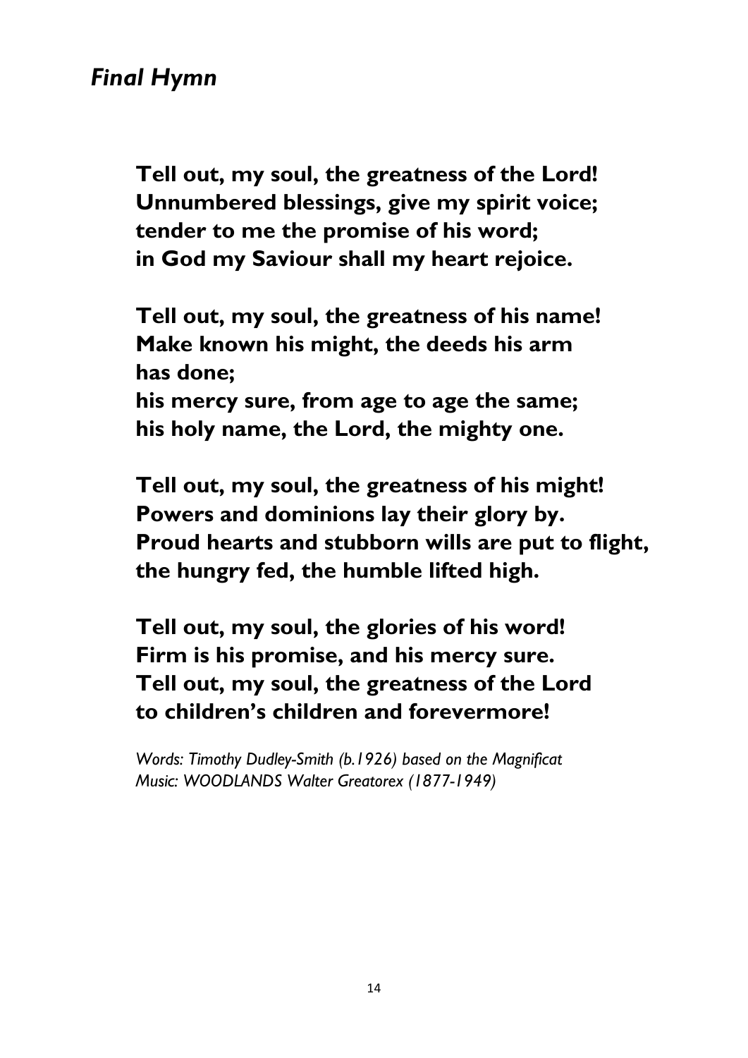## *Final Hymn*

**Tell out, my soul, the greatness of the Lord!**
**Unnumbered blessings, give my spirit voice;**
**tender to me the promise of his word;**
**in God my Saviour shall my heart rejoice.**

**Tell out, my soul, the greatness of his name!**
**Make known his might, the deeds his arm has done;**
**his mercy sure, from age to age the same;**
**his holy name, the Lord, the mighty one.**

**Tell out, my soul, the greatness of his might!**
**Powers and dominions lay their glory by.**
**Proud hearts and stubborn wills are put to flight,**
**the hungry fed, the humble lifted high.**

**Tell out, my soul, the glories of his word!**
**Firm is his promise, and his mercy sure.**
**Tell out, my soul, the greatness of the Lord**
**to children's children and forevermore!**

*Words: Timothy Dudley-Smith (b.1926) based on the Magnificat*
*Music: WOODLANDS Walter Greatorex (1877-1949)*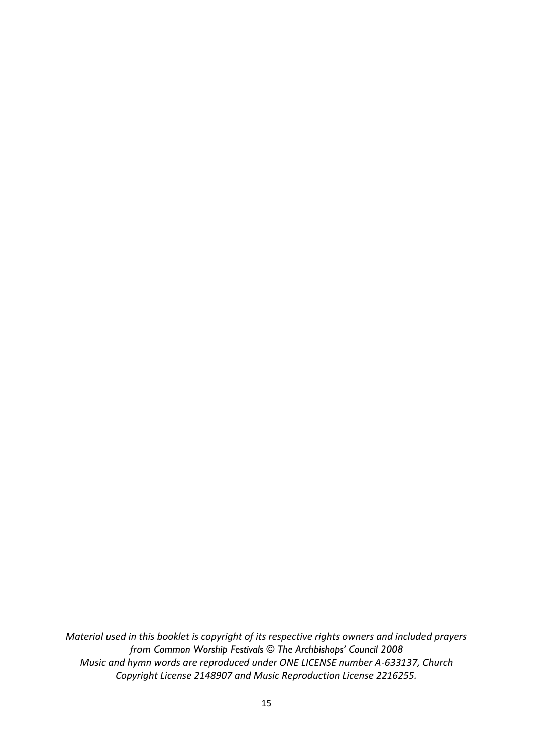*Material used in this booklet is copyright of its respective rights owners and included prayers from Common Worship Festivals © The Archbishops' Council 2008*
*Music and hymn words are reproduced under ONE LICENSE number A-633137, Church Copyright License 2148907 and Music Reproduction License 2216255.*